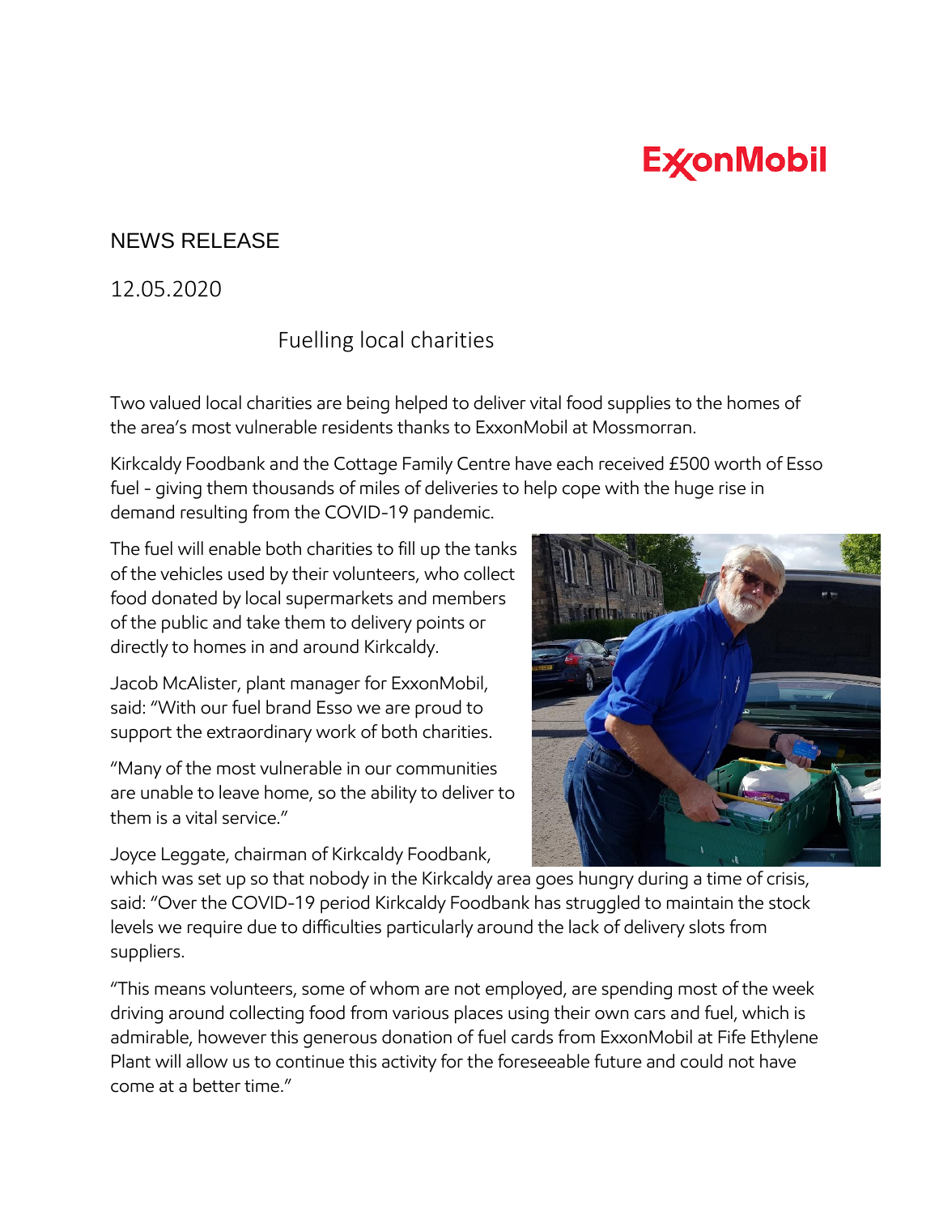ExxonMobil

NEWS RELEASE

12.05.2020

# Fuelling local charities

Two valued local charities are being helped to deliver vital food supplies to the homes of the area's most vulnerable residents thanks to ExxonMobil at Mossmorran.

Kirkcaldy Foodbank and the Cottage Family Centre have each received £500 worth of Esso fuel - giving them thousands of miles of deliveries to help cope with the huge rise in demand resulting from the COVID-19 pandemic.

The fuel will enable both charities to fill up the tanks of the vehicles used by their volunteers, who collect food donated by local supermarkets and members of the public and take them to delivery points or directly to homes in and around Kirkcaldy.

Jacob McAlister, plant manager for ExxonMobil, said: "With our fuel brand Esso we are proud to support the extraordinary work of both charities.

"Many of the most vulnerable in our communities are unable to leave home, so the ability to deliver to them is a vital service."

Joyce Leggate, chairman of Kirkcaldy Foodbank, which was set up so that nobody in the Kirkcaldy area goes hungry during a time of crisis, said: "Over the COVID-19 period Kirkcaldy Foodbank has struggled to maintain the stock levels we require due to difficulties particularly around the lack of delivery slots from suppliers.

"This means volunteers, some of whom are not employed, are spending most of the week driving around collecting food from various places using their own cars and fuel, which is admirable, however this generous donation of fuel cards from ExxonMobil at Fife Ethylene Plant will allow us to continue this activity for the foreseeable future and could not have come at a better time."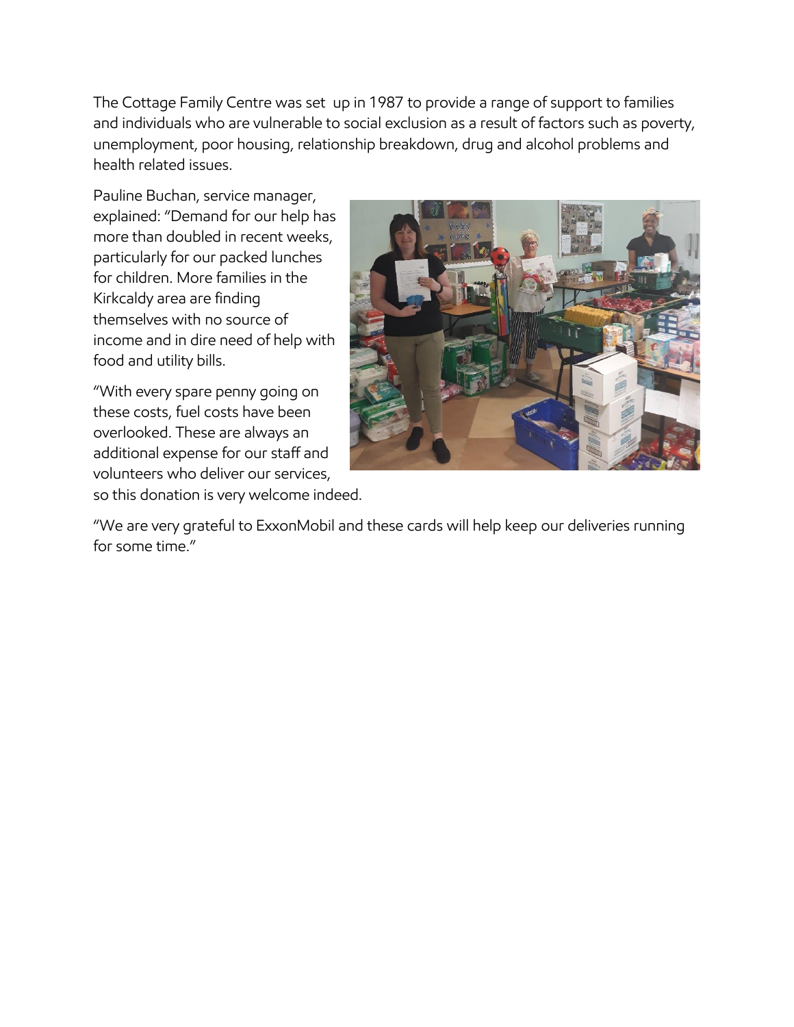The Cottage Family Centre was set up in 1987 to provide a range of support to families and individuals who are vulnerable to social exclusion as a result of factors such as poverty, unemployment, poor housing, relationship breakdown, drug and alcohol problems and health related issues.

Pauline Buchan, service manager, explained: "Demand for our help has more than doubled in recent weeks, particularly for our packed lunches for children. More families in the Kirkcaldy area are finding themselves with no source of income and in dire need of help with food and utility bills.

"With every spare penny going on these costs, fuel costs have been overlooked. These are always an additional expense for our staff and volunteers who deliver our services, so this donation is very welcome indeed.

"We are very grateful to ExxonMobil and these cards will help keep our deliveries running for some time."